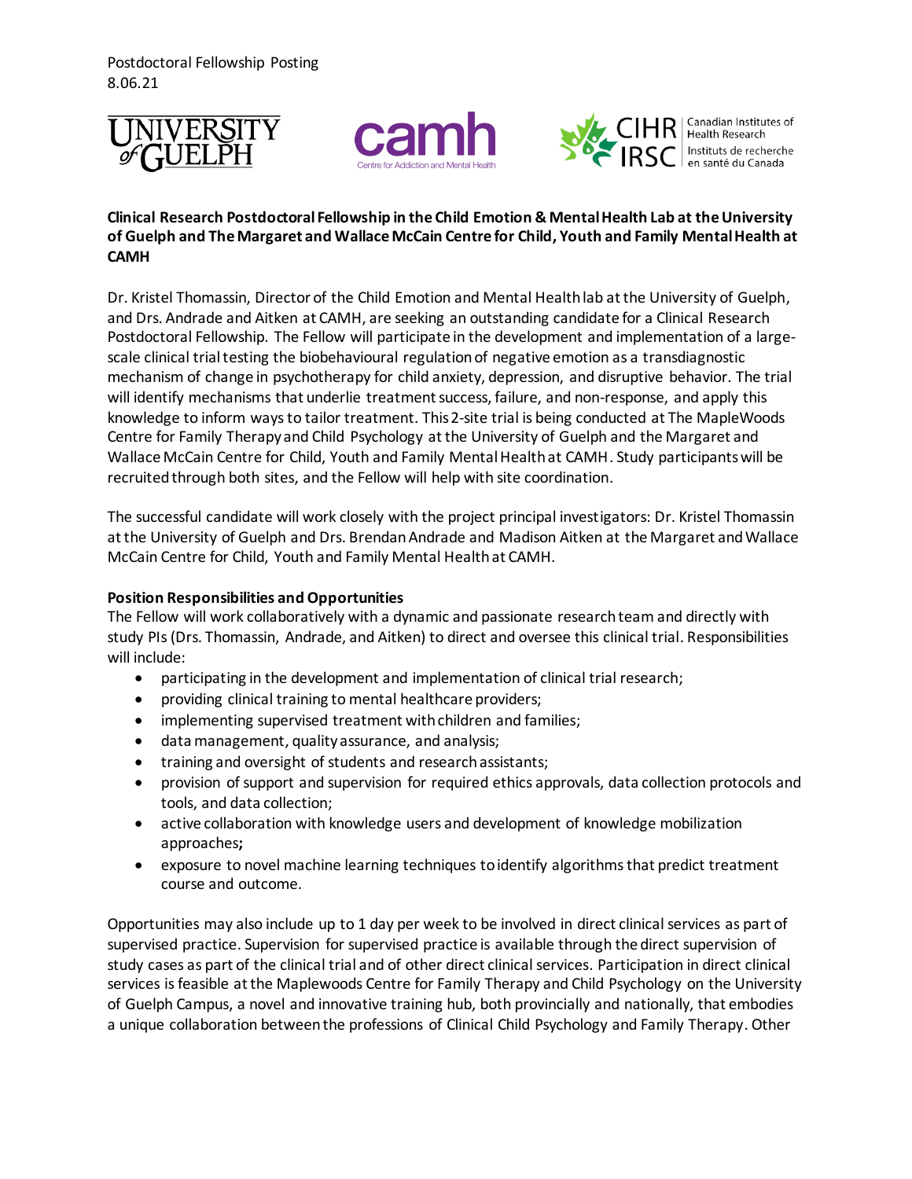Postdoctoral Fellowship Posting
8.06.21

**Clinical Research Postdoctoral Fellowship in the Child Emotion & Mental Health Lab at the University of Guelph and The Margaret and Wallace McCain Centre for Child, Youth and Family Mental Health at CAMH**

Dr. Kristel Thomassin, Director of the Child Emotion and Mental Health lab at the University of Guelph, and Drs. Andrade and Aitken at CAMH, are seeking an outstanding candidate for a Clinical Research Postdoctoral Fellowship. The Fellow will participate in the development and implementation of a large-scale clinical trial testing the biobehavioural regulation of negative emotion as a transdiagnostic mechanism of change in psychotherapy for child anxiety, depression, and disruptive behavior. The trial will identify mechanisms that underlie treatment success, failure, and non-response, and apply this knowledge to inform ways to tailor treatment. This 2-site trial is being conducted at The MapleWoods Centre for Family Therapy and Child Psychology at the University of Guelph and the Margaret and Wallace McCain Centre for Child, Youth and Family Mental Health at CAMH. Study participants will be recruited through both sites, and the Fellow will help with site coordination.

The successful candidate will work closely with the project principal investigators: Dr. Kristel Thomassin at the University of Guelph and Drs. Brendan Andrade and Madison Aitken at the Margaret and Wallace McCain Centre for Child, Youth and Family Mental Health at CAMH.

**Position Responsibilities and Opportunities**

The Fellow will work collaboratively with a dynamic and passionate research team and directly with study PIs (Drs. Thomassin, Andrade, and Aitken) to direct and oversee this clinical trial. Responsibilities will include:

- participating in the development and implementation of clinical trial research;
- providing clinical training to mental healthcare providers;
- implementing supervised treatment with children and families;
- data management, quality assurance, and analysis;
- training and oversight of students and research assistants;
- provision of support and supervision for required ethics approvals, data collection protocols and tools, and data collection;
- active collaboration with knowledge users and development of knowledge mobilization approaches**;**
- exposure to novel machine learning techniques to identify algorithms that predict treatment course and outcome.

Opportunities may also include up to 1 day per week to be involved in direct clinical services as part of supervised practice. Supervision for supervised practice is available through the direct supervision of study cases as part of the clinical trial and of other direct clinical services. Participation in direct clinical services is feasible at the Maplewoods Centre for Family Therapy and Child Psychology on the University of Guelph Campus, a novel and innovative training hub, both provincially and nationally, that embodies a unique collaboration between the professions of Clinical Child Psychology and Family Therapy. Other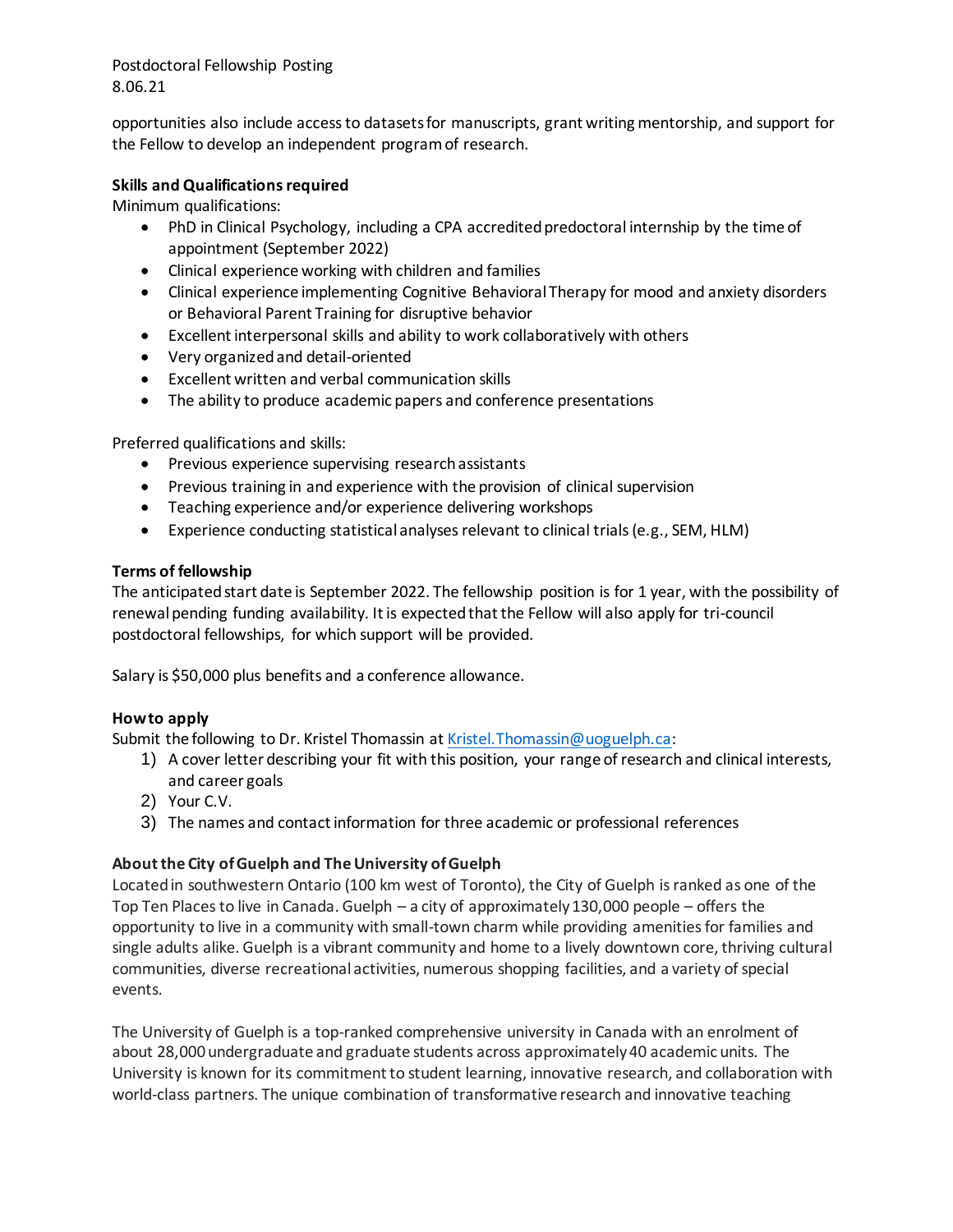opportunities also include access to datasets for manuscripts, grant writing mentorship, and support for the Fellow to develop an independent program of research.

**Skills and Qualifications required**

Minimum qualifications:

- PhD in Clinical Psychology, including a CPA accredited predoctoral internship by the time of appointment (September 2022)
- Clinical experience working with children and families
- Clinical experience implementing Cognitive Behavioral Therapy for mood and anxiety disorders or Behavioral Parent Training for disruptive behavior
- Excellent interpersonal skills and ability to work collaboratively with others
- Very organized and detail-oriented
- Excellent written and verbal communication skills
- The ability to produce academic papers and conference presentations

Preferred qualifications and skills:

- Previous experience supervising research assistants
- Previous training in and experience with the provision of clinical supervision
- Teaching experience and/or experience delivering workshops
- Experience conducting statistical analyses relevant to clinical trials (e.g., SEM, HLM)

**Terms of fellowship**

The anticipated start date is September 2022. The fellowship position is for 1 year, with the possibility of renewal pending funding availability. It is expected that the Fellow will also apply for tri-council postdoctoral fellowships, for which support will be provided.

Salary is $50,000 plus benefits and a conference allowance.

**How to apply**

Submit the following to Dr. Kristel Thomassin at Kristel.Thomassin@uoguelph.ca:

1) A cover letter describing your fit with this position, your range of research and clinical interests, and career goals
2) Your C.V.
3) The names and contact information for three academic or professional references

**About the City of Guelph and The University of Guelph**

Located in southwestern Ontario (100 km west of Toronto), the City of Guelph is ranked as one of the Top Ten Places to live in Canada. Guelph – a city of approximately 130,000 people – offers the opportunity to live in a community with small-town charm while providing amenities for families and single adults alike. Guelph is a vibrant community and home to a lively downtown core, thriving cultural communities, diverse recreational activities, numerous shopping facilities, and a variety of special events.

The University of Guelph is a top-ranked comprehensive university in Canada with an enrolment of about 28,000 undergraduate and graduate students across approximately 40 academic units. The University is known for its commitment to student learning, innovative research, and collaboration with world-class partners. The unique combination of transformative research and innovative teaching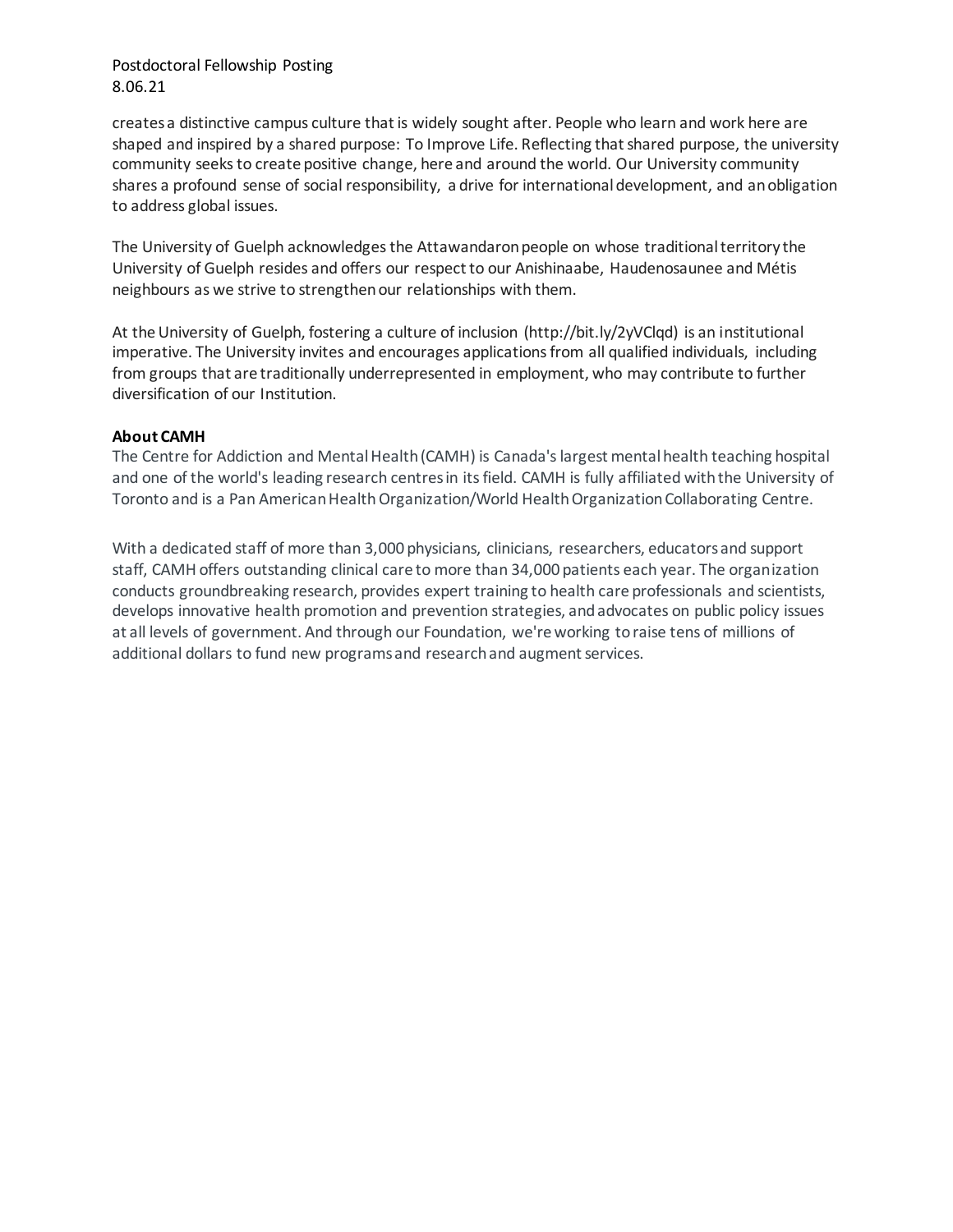creates a distinctive campus culture that is widely sought after. People who learn and work here are shaped and inspired by a shared purpose: To Improve Life. Reflecting that shared purpose, the university community seeks to create positive change, here and around the world. Our University community shares a profound sense of social responsibility, a drive for international development, and an obligation to address global issues.

The University of Guelph acknowledges the Attawandaron people on whose traditional territory the University of Guelph resides and offers our respect to our Anishinaabe, Haudenosaunee and Métis neighbours as we strive to strengthen our relationships with them.

At the University of Guelph, fostering a culture of inclusion (http://bit.ly/2yVClqd) is an institutional imperative. The University invites and encourages applications from all qualified individuals, including from groups that are traditionally underrepresented in employment, who may contribute to further diversification of our Institution.

**About CAMH**

The Centre for Addiction and Mental Health (CAMH) is Canada's largest mental health teaching hospital and one of the world's leading research centres in its field. CAMH is fully affiliated with the University of Toronto and is a Pan American Health Organization/World Health Organization Collaborating Centre.

With a dedicated staff of more than 3,000 physicians, clinicians, researchers, educators and support staff, CAMH offers outstanding clinical care to more than 34,000 patients each year. The organization conducts groundbreaking research, provides expert training to health care professionals and scientists, develops innovative health promotion and prevention strategies, and advocates on public policy issues at all levels of government. And through our Foundation, we're working to raise tens of millions of additional dollars to fund new programs and research and augment services.